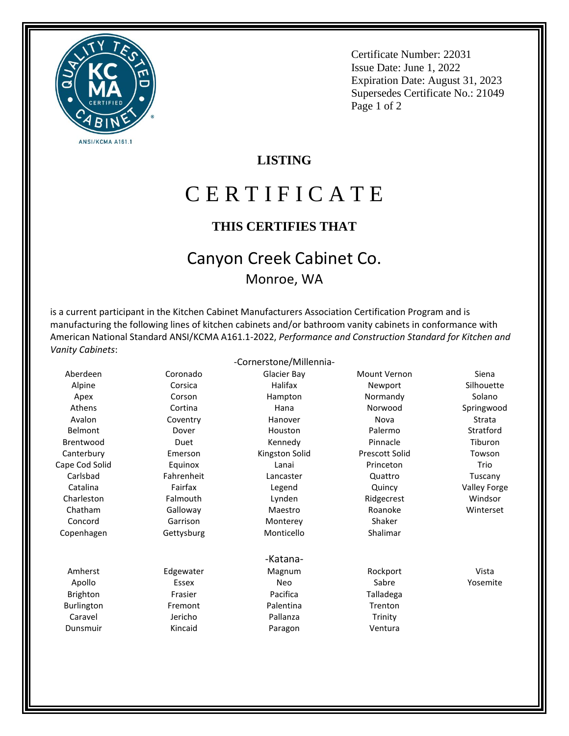Certificate Number: 22031
Issue Date: June 1, 2022
Expiration Date: August 31, 2023
Supersedes Certificate No.: 21049

QUALITY TESTED KCMA CERTIFIED CABINET

ANSI/KCMA A161.1

**LISTING**

# C E R T I F I C A T E

**THIS CERTIFIES THAT**

## Canyon Creek Cabinet Co.

Monroe, WA

is a current participant in the Kitchen Cabinet Manufacturers Association Certification Program and is manufacturing the following lines of kitchen cabinets and/or bathroom vanity cabinets in conformance with American National Standard ANSI/KCMA A161.1-2022, *Performance and Construction Standard for Kitchen and Vanity Cabinets*:

-Cornerstone/Millennia-

| | | | | |
|---|---|---|---|---|
| Aberdeen | Coronado | Glacier Bay | Mount Vernon | Siena |
| Alpine | Corsica | Halifax | Newport | Silhouette |
| Apex | Corson | Hampton | Normandy | Solano |
| Athens | Cortina | Hana | Norwood | Springwood |
| Avalon | Coventry | Hanover | Nova | Strata |
| Belmont | Dover | Houston | Palermo | Stratford |
| Brentwood | Duet | Kennedy | Pinnacle | Tiburon |
| Canterbury | Emerson | Kingston Solid | Prescott Solid | Towson |
| Cape Cod Solid | Equinox | Lanai | Princeton | Trio |
| Carlsbad | Fahrenheit | Lancaster | Quattro | Tuscany |
| Catalina | Fairfax | Legend | Quincy | Valley Forge |
| Charleston | Falmouth | Lynden | Ridgecrest | Windsor |
| Chatham | Galloway | Maestro | Roanoke | Winterset |
| Concord | Garrison | Monterey | Shaker | |
| Copenhagen | Gettysburg | Monticello | Shalimar | |

-Katana-

| | | | | |
|---|---|---|---|---|
| Amherst | Edgewater | Magnum | Rockport | Vista |
| Apollo | Essex | Neo | Sabre | Yosemite |
| Brighton | Frasier | Pacifica | Talladega | |
| Burlington | Fremont | Palentina | Trenton | |
| Caravel | Jericho | Pallanza | Trinity | |
| Dunsmuir | Kincaid | Paragon | Ventura | |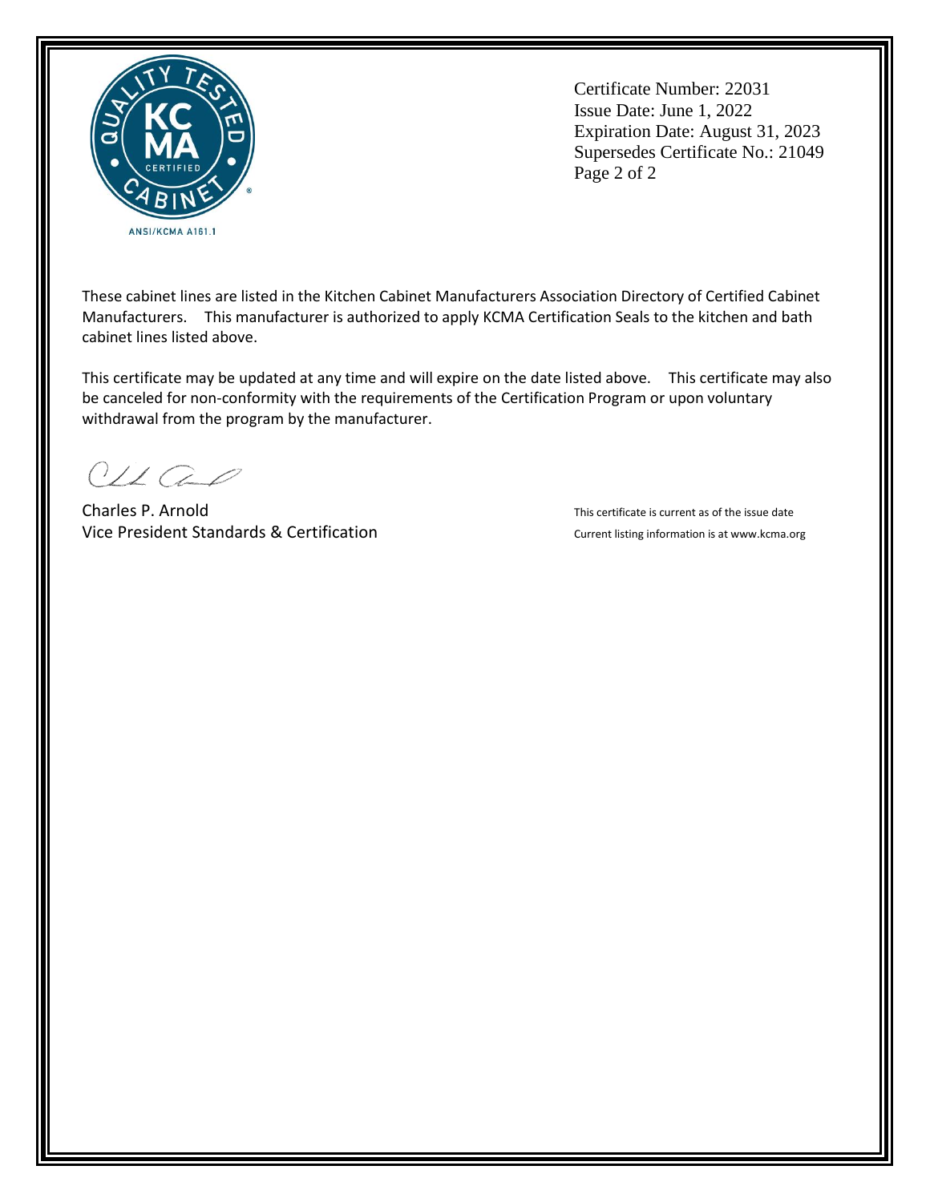Certificate Number: 22031
Issue Date: June 1, 2022
Expiration Date: August 31, 2023
Supersedes Certificate No.: 21049

These cabinet lines are listed in the Kitchen Cabinet Manufacturers Association Directory of Certified Cabinet Manufacturers. This manufacturer is authorized to apply KCMA Certification Seals to the kitchen and bath cabinet lines listed above.

This certificate may be updated at any time and will expire on the date listed above. This certificate may also be canceled for non-conformity with the requirements of the Certification Program or upon voluntary withdrawal from the program by the manufacturer.

Charles P. Arnold
Vice President Standards & Certification

This certificate is current as of the issue date
Current listing information is at www.kcma.org